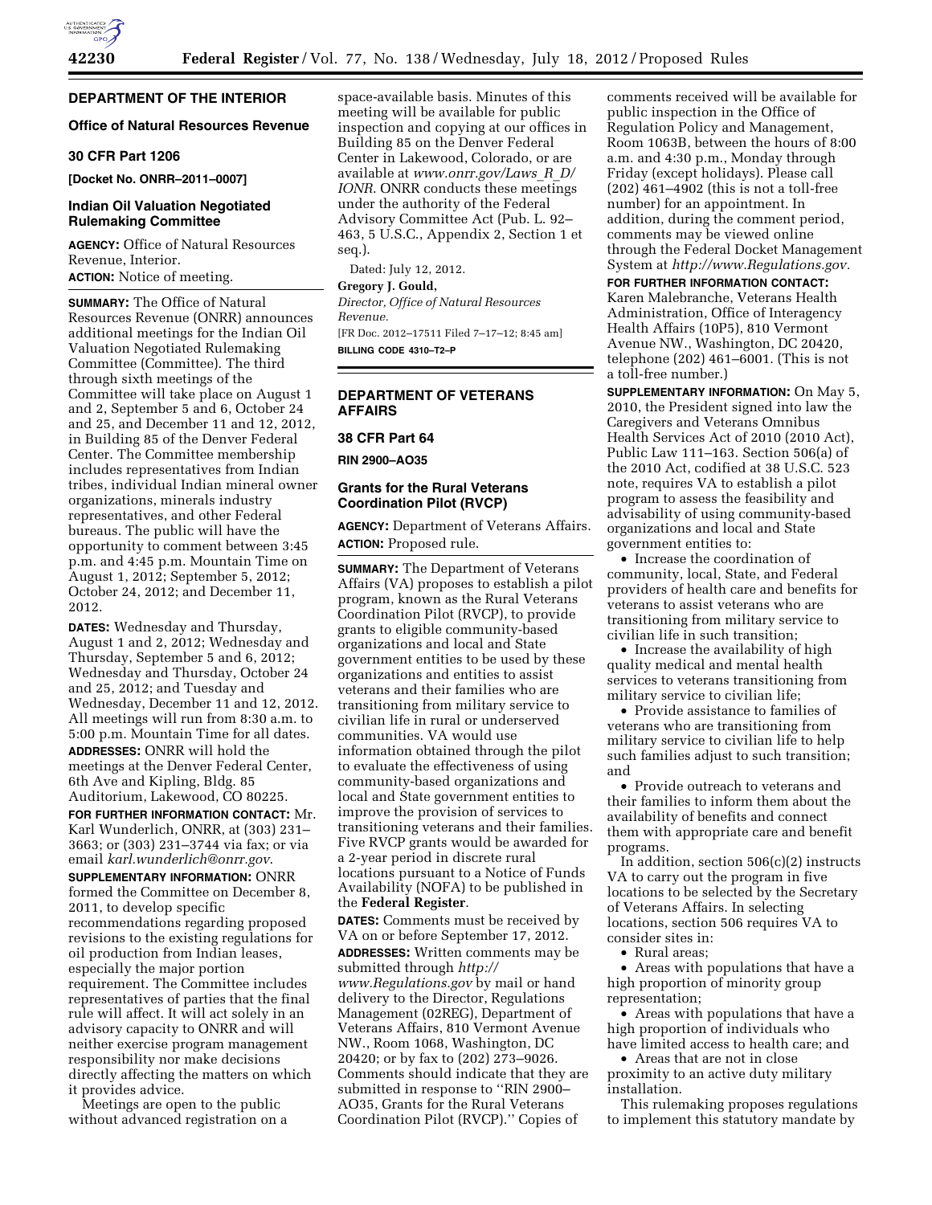## DEPARTMENT OF THE INTERIOR

### Office of Natural Resources Revenue

### 30 CFR Part 1206

**[Docket No. ONRR–2011–0007]**

### Indian Oil Valuation Negotiated Rulemaking Committee

**AGENCY:** Office of Natural Resources Revenue, Interior.

**ACTION:** Notice of meeting.

**SUMMARY:** The Office of Natural Resources Revenue (ONRR) announces additional meetings for the Indian Oil Valuation Negotiated Rulemaking Committee (Committee). The third through sixth meetings of the Committee will take place on August 1 and 2, September 5 and 6, October 24 and 25, and December 11 and 12, 2012, in Building 85 of the Denver Federal Center. The Committee membership includes representatives from Indian tribes, individual Indian mineral owner organizations, minerals industry representatives, and other Federal bureaus. The public will have the opportunity to comment between 3:45 p.m. and 4:45 p.m. Mountain Time on August 1, 2012; September 5, 2012; October 24, 2012; and December 11, 2012.

**DATES:** Wednesday and Thursday, August 1 and 2, 2012; Wednesday and Thursday, September 5 and 6, 2012; Wednesday and Thursday, October 24 and 25, 2012; and Tuesday and Wednesday, December 11 and 12, 2012. All meetings will run from 8:30 a.m. to 5:00 p.m. Mountain Time for all dates.

**ADDRESSES:** ONRR will hold the meetings at the Denver Federal Center, 6th Ave and Kipling, Bldg. 85 Auditorium, Lakewood, CO 80225.

**FOR FURTHER INFORMATION CONTACT:** Mr. Karl Wunderlich, ONRR, at (303) 231–3663; or (303) 231–3744 via fax; or via email *karl.wunderlich@onrr.gov*.

**SUPPLEMENTARY INFORMATION:** ONRR formed the Committee on December 8, 2011, to develop specific recommendations regarding proposed revisions to the existing regulations for oil production from Indian leases, especially the major portion requirement. The Committee includes representatives of parties that the final rule will affect. It will act solely in an advisory capacity to ONRR and will neither exercise program management responsibility nor make decisions directly affecting the matters on which it provides advice.

Meetings are open to the public without advanced registration on a space-available basis. Minutes of this meeting will be available for public inspection and copying at our offices in Building 85 on the Denver Federal Center in Lakewood, Colorado, or are available at *www.onrr.gov/Laws_R_D/IONR*. ONRR conducts these meetings under the authority of the Federal Advisory Committee Act (Pub. L. 92–463, 5 U.S.C., Appendix 2, Section 1 et seq.).

Dated: July 12, 2012.

**Gregory J. Gould,**

*Director, Office of Natural Resources Revenue.*

[FR Doc. 2012–17511 Filed 7–17–12; 8:45 am]

**BILLING CODE 4310–T2–P**

## DEPARTMENT OF VETERANS AFFAIRS

### 38 CFR Part 64

**RIN 2900–AO35**

### Grants for the Rural Veterans Coordination Pilot (RVCP)

**AGENCY:** Department of Veterans Affairs.

**ACTION:** Proposed rule.

**SUMMARY:** The Department of Veterans Affairs (VA) proposes to establish a pilot program, known as the Rural Veterans Coordination Pilot (RVCP), to provide grants to eligible community-based organizations and local and State government entities to be used by these organizations and entities to assist veterans and their families who are transitioning from military service to civilian life in rural or underserved communities. VA would use information obtained through the pilot to evaluate the effectiveness of using community-based organizations and local and State government entities to improve the provision of services to transitioning veterans and their families. Five RVCP grants would be awarded for a 2-year period in discrete rural locations pursuant to a Notice of Funds Availability (NOFA) to be published in the **Federal Register**.

**DATES:** Comments must be received by VA on or before September 17, 2012.

**ADDRESSES:** Written comments may be submitted through *http://www.Regulations.gov* by mail or hand delivery to the Director, Regulations Management (02REG), Department of Veterans Affairs, 810 Vermont Avenue NW., Room 1068, Washington, DC 20420; or by fax to (202) 273–9026. Comments should indicate that they are submitted in response to ''RIN 2900–AO35, Grants for the Rural Veterans Coordination Pilot (RVCP).'' Copies of comments received will be available for public inspection in the Office of Regulation Policy and Management, Room 1063B, between the hours of 8:00 a.m. and 4:30 p.m., Monday through Friday (except holidays). Please call (202) 461–4902 (this is not a toll-free number) for an appointment. In addition, during the comment period, comments may be viewed online through the Federal Docket Management System at *http://www.Regulations.gov*.

**FOR FURTHER INFORMATION CONTACT:** Karen Malebranche, Veterans Health Administration, Office of Interagency Health Affairs (10P5), 810 Vermont Avenue NW., Washington, DC 20420, telephone (202) 461–6001. (This is not a toll-free number.)

**SUPPLEMENTARY INFORMATION:** On May 5, 2010, the President signed into law the Caregivers and Veterans Omnibus Health Services Act of 2010 (2010 Act), Public Law 111–163. Section 506(a) of the 2010 Act, codified at 38 U.S.C. 523 note, requires VA to establish a pilot program to assess the feasibility and advisability of using community-based organizations and local and State government entities to:

- Increase the coordination of community, local, State, and Federal providers of health care and benefits for veterans to assist veterans who are transitioning from military service to civilian life in such transition;
- Increase the availability of high quality medical and mental health services to veterans transitioning from military service to civilian life;
- Provide assistance to families of veterans who are transitioning from military service to civilian life to help such families adjust to such transition; and
- Provide outreach to veterans and their families to inform them about the availability of benefits and connect them with appropriate care and benefit programs.

In addition, section 506(c)(2) instructs VA to carry out the program in five locations to be selected by the Secretary of Veterans Affairs. In selecting locations, section 506 requires VA to consider sites in:

- Rural areas;
- Areas with populations that have a high proportion of minority group representation;
- Areas with populations that have a high proportion of individuals who have limited access to health care; and
- Areas that are not in close proximity to an active duty military installation.

This rulemaking proposes regulations to implement this statutory mandate by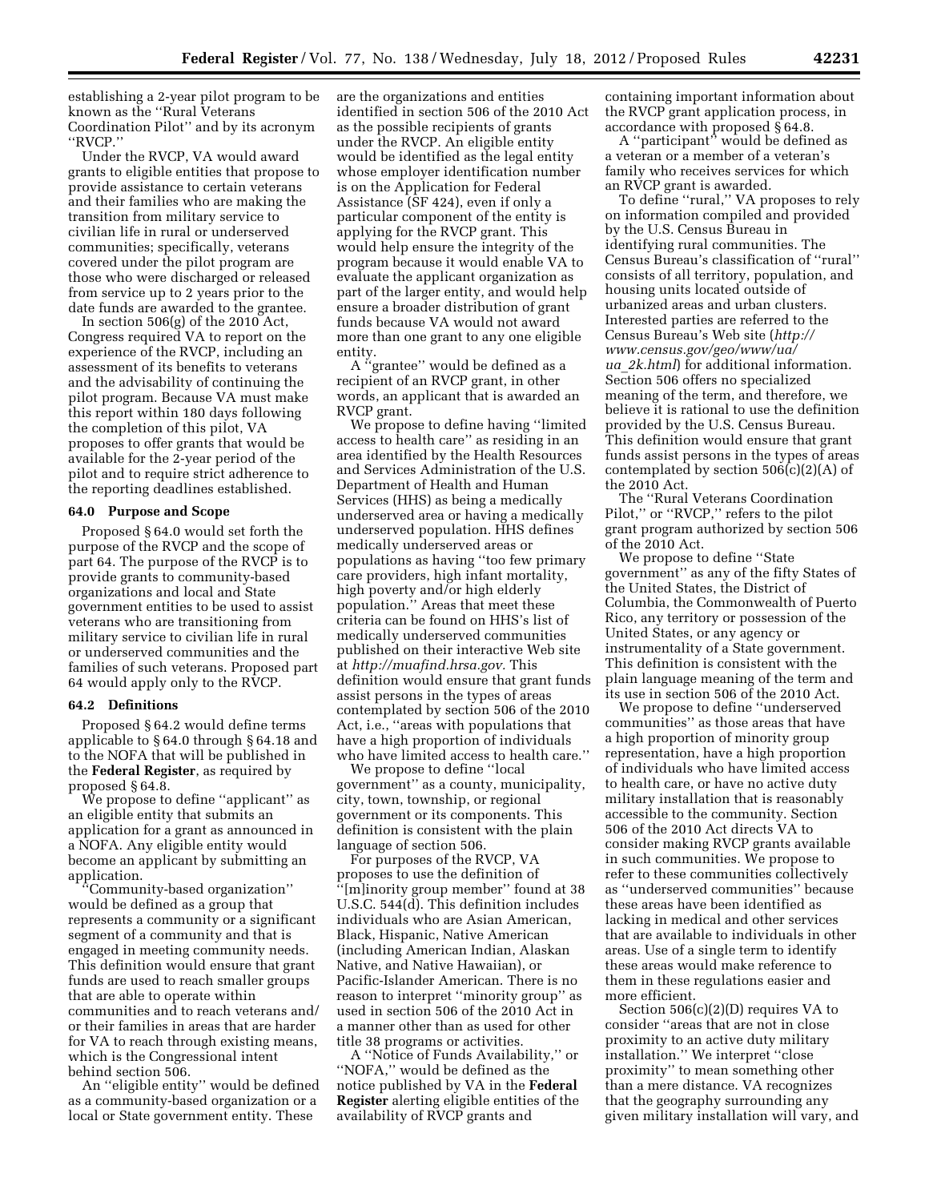establishing a 2-year pilot program to be known as the ''Rural Veterans Coordination Pilot'' and by its acronym ''RVCP.''

Under the RVCP, VA would award grants to eligible entities that propose to provide assistance to certain veterans and their families who are making the transition from military service to civilian life in rural or underserved communities; specifically, veterans covered under the pilot program are those who were discharged or released from service up to 2 years prior to the date funds are awarded to the grantee.

In section 506(g) of the 2010 Act, Congress required VA to report on the experience of the RVCP, including an assessment of its benefits to veterans and the advisability of continuing the pilot program. Because VA must make this report within 180 days following the completion of this pilot, VA proposes to offer grants that would be available for the 2-year period of the pilot and to require strict adherence to the reporting deadlines established.

### 64.0 Purpose and Scope

Proposed § 64.0 would set forth the purpose of the RVCP and the scope of part 64. The purpose of the RVCP is to provide grants to community-based organizations and local and State government entities to be used to assist veterans who are transitioning from military service to civilian life in rural or underserved communities and the families of such veterans. Proposed part 64 would apply only to the RVCP.

### 64.2 Definitions

Proposed § 64.2 would define terms applicable to § 64.0 through § 64.18 and to the NOFA that will be published in the **Federal Register**, as required by proposed § 64.8.

We propose to define ''applicant'' as an eligible entity that submits an application for a grant as announced in a NOFA. Any eligible entity would become an applicant by submitting an application.

''Community-based organization'' would be defined as a group that represents a community or a significant segment of a community and that is engaged in meeting community needs. This definition would ensure that grant funds are used to reach smaller groups that are able to operate within communities and to reach veterans and/or their families in areas that are harder for VA to reach through existing means, which is the Congressional intent behind section 506.

An ''eligible entity'' would be defined as a community-based organization or a local or State government entity. These are the organizations and entities identified in section 506 of the 2010 Act as the possible recipients of grants under the RVCP. An eligible entity would be identified as the legal entity whose employer identification number is on the Application for Federal Assistance (SF 424), even if only a particular component of the entity is applying for the RVCP grant. This would help ensure the integrity of the program because it would enable VA to evaluate the applicant organization as part of the larger entity, and would help ensure a broader distribution of grant funds because VA would not award more than one grant to any one eligible entity.

A ''grantee'' would be defined as a recipient of an RVCP grant, in other words, an applicant that is awarded an RVCP grant.

We propose to define having ''limited access to health care'' as residing in an area identified by the Health Resources and Services Administration of the U.S. Department of Health and Human Services (HHS) as being a medically underserved area or having a medically underserved population. HHS defines medically underserved areas or populations as having ''too few primary care providers, high infant mortality, high poverty and/or high elderly population.'' Areas that meet these criteria can be found on HHS's list of medically underserved communities published on their interactive Web site at *http://muafind.hrsa.gov.* This definition would ensure that grant funds assist persons in the types of areas contemplated by section 506 of the 2010 Act, i.e., ''areas with populations that have a high proportion of individuals who have limited access to health care.''

We propose to define ''local government'' as a county, municipality, city, town, township, or regional government or its components. This definition is consistent with the plain language of section 506.

For purposes of the RVCP, VA proposes to use the definition of ''[m]inority group member'' found at 38 U.S.C. 544(d). This definition includes individuals who are Asian American, Black, Hispanic, Native American (including American Indian, Alaskan Native, and Native Hawaiian), or Pacific-Islander American. There is no reason to interpret ''minority group'' as used in section 506 of the 2010 Act in a manner other than as used for other title 38 programs or activities.

A ''Notice of Funds Availability,'' or ''NOFA,'' would be defined as the notice published by VA in the **Federal Register** alerting eligible entities of the availability of RVCP grants and containing important information about the RVCP grant application process, in accordance with proposed § 64.8.

A ''participant'' would be defined as a veteran or a member of a veteran's family who receives services for which an RVCP grant is awarded.

To define ''rural,'' VA proposes to rely on information compiled and provided by the U.S. Census Bureau in identifying rural communities. The Census Bureau's classification of ''rural'' consists of all territory, population, and housing units located outside of urbanized areas and urban clusters. Interested parties are referred to the Census Bureau's Web site (*http://www.census.gov/geo/www/ua/ua_2k.html*) for additional information. Section 506 offers no specialized meaning of the term, and therefore, we believe it is rational to use the definition provided by the U.S. Census Bureau. This definition would ensure that grant funds assist persons in the types of areas contemplated by section 506(c)(2)(A) of the 2010 Act.

The ''Rural Veterans Coordination Pilot,'' or ''RVCP,'' refers to the pilot grant program authorized by section 506 of the 2010 Act.

We propose to define ''State government'' as any of the fifty States of the United States, the District of Columbia, the Commonwealth of Puerto Rico, any territory or possession of the United States, or any agency or instrumentality of a State government. This definition is consistent with the plain language meaning of the term and its use in section 506 of the 2010 Act.

We propose to define ''underserved communities'' as those areas that have a high proportion of minority group representation, have a high proportion of individuals who have limited access to health care, or have no active duty military installation that is reasonably accessible to the community. Section 506 of the 2010 Act directs VA to consider making RVCP grants available in such communities. We propose to refer to these communities collectively as ''underserved communities'' because these areas have been identified as lacking in medical and other services that are available to individuals in other areas. Use of a single term to identify these areas would make reference to them in these regulations easier and more efficient.

Section 506(c)(2)(D) requires VA to consider ''areas that are not in close proximity to an active duty military installation.'' We interpret ''close proximity'' to mean something other than a mere distance. VA recognizes that the geography surrounding any given military installation will vary, and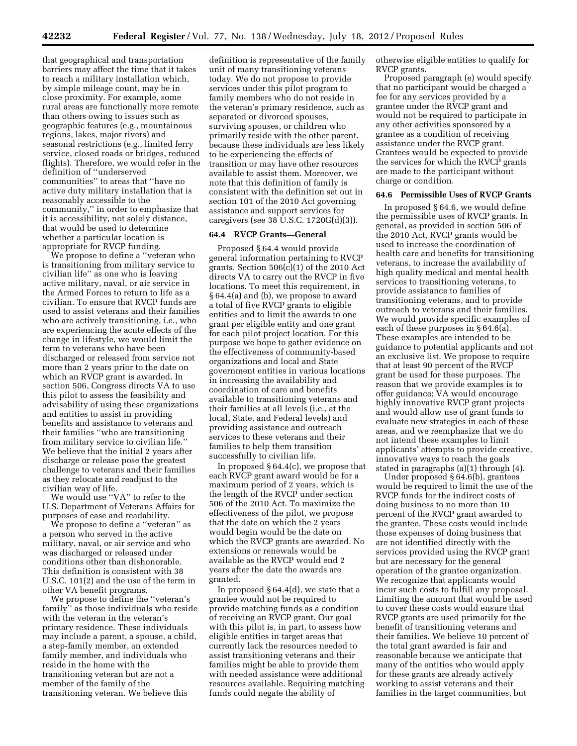that geographical and transportation barriers may affect the time that it takes to reach a military installation which, by simple mileage count, may be in close proximity. For example, some rural areas are functionally more remote than others owing to issues such as geographic features (e.g., mountainous regions, lakes, major rivers) and seasonal restrictions (e.g., limited ferry service, closed roads or bridges, reduced flights). Therefore, we would refer in the definition of "underserved communities" to areas that "have no active duty military installation that is reasonably accessible to the community," in order to emphasize that it is accessibility, not solely distance, that would be used to determine whether a particular location is appropriate for RVCP funding.

We propose to define a "veteran who is transitioning from military service to civilian life" as one who is leaving active military, naval, or air service in the Armed Forces to return to life as a civilian. To ensure that RVCP funds are used to assist veterans and their families who are actively transitioning, i.e., who are experiencing the acute effects of the change in lifestyle, we would limit the term to veterans who have been discharged or released from service not more than 2 years prior to the date on which an RVCP grant is awarded. In section 506, Congress directs VA to use this pilot to assess the feasibility and advisability of using these organizations and entities to assist in providing benefits and assistance to veterans and their families "who are transitioning from military service to civilian life." We believe that the initial 2 years after discharge or release pose the greatest challenge to veterans and their families as they relocate and readjust to the civilian way of life.

We would use "VA" to refer to the U.S. Department of Veterans Affairs for purposes of ease and readability.

We propose to define a "veteran" as a person who served in the active military, naval, or air service and who was discharged or released under conditions other than dishonorable. This definition is consistent with 38 U.S.C. 101(2) and the use of the term in other VA benefit programs.

We propose to define the "veteran's family" as those individuals who reside with the veteran in the veteran's primary residence. These individuals may include a parent, a spouse, a child, a step-family member, an extended family member, and individuals who reside in the home with the transitioning veteran but are not a member of the family of the transitioning veteran. We believe this definition is representative of the family unit of many transitioning veterans today. We do not propose to provide services under this pilot program to family members who do not reside in the veteran's primary residence, such as separated or divorced spouses, surviving spouses, or children who primarily reside with the other parent, because these individuals are less likely to be experiencing the effects of transition or may have other resources available to assist them. Moreover, we note that this definition of family is consistent with the definition set out in section 101 of the 2010 Act governing assistance and support services for caregivers (see 38 U.S.C. 1720G(d)(3)).

#### 64.4 RVCP Grants—General

Proposed § 64.4 would provide general information pertaining to RVCP grants. Section 506(c)(1) of the 2010 Act directs VA to carry out the RVCP in five locations. To meet this requirement, in § 64.4(a) and (b), we propose to award a total of five RVCP grants to eligible entities and to limit the awards to one grant per eligible entity and one grant for each pilot project location. For this purpose we hope to gather evidence on the effectiveness of community-based organizations and local and State government entities in various locations in increasing the availability and coordination of care and benefits available to transitioning veterans and their families at all levels (i.e., at the local, State, and Federal levels) and providing assistance and outreach services to these veterans and their families to help them transition successfully to civilian life.

In proposed § 64.4(c), we propose that each RVCP grant award would be for a maximum period of 2 years, which is the length of the RVCP under section 506 of the 2010 Act. To maximize the effectiveness of the pilot, we propose that the date on which the 2 years would begin would be the date on which the RVCP grants are awarded. No extensions or renewals would be available as the RVCP would end 2 years after the date the awards are granted.

In proposed § 64.4(d), we state that a grantee would not be required to provide matching funds as a condition of receiving an RVCP grant. Our goal with this pilot is, in part, to assess how eligible entities in target areas that currently lack the resources needed to assist transitioning veterans and their families might be able to provide them with needed assistance were additional resources available. Requiring matching funds could negate the ability of otherwise eligible entities to qualify for RVCP grants.

Proposed paragraph (e) would specify that no participant would be charged a fee for any services provided by a grantee under the RVCP grant and would not be required to participate in any other activities sponsored by a grantee as a condition of receiving assistance under the RVCP grant. Grantees would be expected to provide the services for which the RVCP grants are made to the participant without charge or condition.

#### 64.6 Permissible Uses of RVCP Grants

In proposed § 64.6, we would define the permissible uses of RVCP grants. In general, as provided in section 506 of the 2010 Act, RVCP grants would be used to increase the coordination of health care and benefits for transitioning veterans, to increase the availability of high quality medical and mental health services to transitioning veterans, to provide assistance to families of transitioning veterans, and to provide outreach to veterans and their families. We would provide specific examples of each of these purposes in § 64.6(a). These examples are intended to be guidance to potential applicants and not an exclusive list. We propose to require that at least 90 percent of the RVCP grant be used for these purposes. The reason that we provide examples is to offer guidance; VA would encourage highly innovative RVCP grant projects and would allow use of grant funds to evaluate new strategies in each of these areas, and we reemphasize that we do not intend these examples to limit applicants' attempts to provide creative, innovative ways to reach the goals stated in paragraphs (a)(1) through (4).

Under proposed § 64.6(b), grantees would be required to limit the use of the RVCP funds for the indirect costs of doing business to no more than 10 percent of the RVCP grant awarded to the grantee. These costs would include those expenses of doing business that are not identified directly with the services provided using the RVCP grant but are necessary for the general operation of the grantee organization. We recognize that applicants would incur such costs to fulfill any proposal. Limiting the amount that would be used to cover these costs would ensure that RVCP grants are used primarily for the benefit of transitioning veterans and their families. We believe 10 percent of the total grant awarded is fair and reasonable because we anticipate that many of the entities who would apply for these grants are already actively working to assist veterans and their families in the target communities, but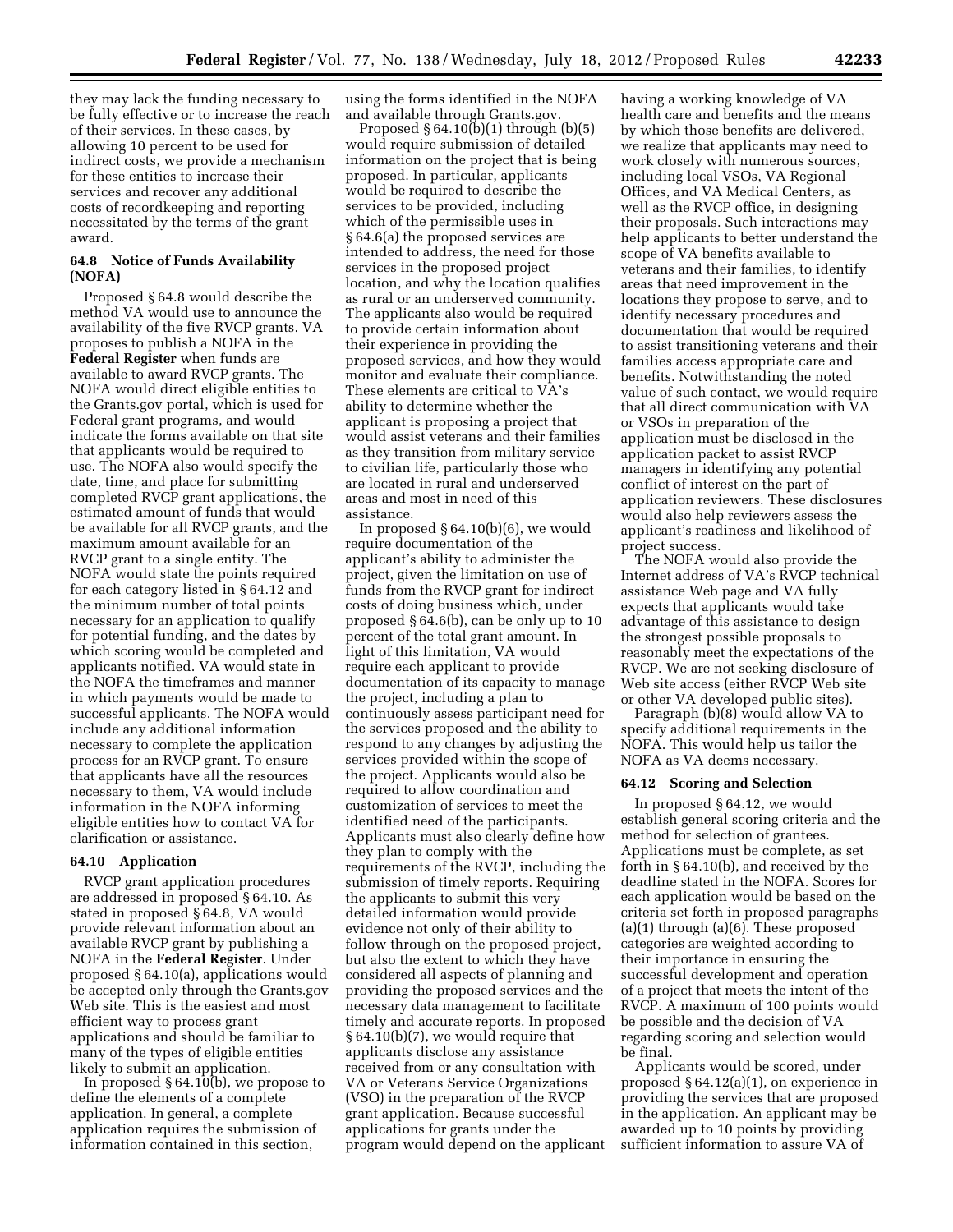they may lack the funding necessary to be fully effective or to increase the reach of their services. In these cases, by allowing 10 percent to be used for indirect costs, we provide a mechanism for these entities to increase their services and recover any additional costs of recordkeeping and reporting necessitated by the terms of the grant award.

### 64.8 Notice of Funds Availability (NOFA)

Proposed § 64.8 would describe the method VA would use to announce the availability of the five RVCP grants. VA proposes to publish a NOFA in the **Federal Register** when funds are available to award RVCP grants. The NOFA would direct eligible entities to the Grants.gov portal, which is used for Federal grant programs, and would indicate the forms available on that site that applicants would be required to use. The NOFA also would specify the date, time, and place for submitting completed RVCP grant applications, the estimated amount of funds that would be available for all RVCP grants, and the maximum amount available for an RVCP grant to a single entity. The NOFA would state the points required for each category listed in § 64.12 and the minimum number of total points necessary for an application to qualify for potential funding, and the dates by which scoring would be completed and applicants notified. VA would state in the NOFA the timeframes and manner in which payments would be made to successful applicants. The NOFA would include any additional information necessary to complete the application process for an RVCP grant. To ensure that applicants have all the resources necessary to them, VA would include information in the NOFA informing eligible entities how to contact VA for clarification or assistance.

### 64.10 Application

RVCP grant application procedures are addressed in proposed § 64.10. As stated in proposed § 64.8, VA would provide relevant information about an available RVCP grant by publishing a NOFA in the **Federal Register**. Under proposed § 64.10(a), applications would be accepted only through the Grants.gov Web site. This is the easiest and most efficient way to process grant applications and should be familiar to many of the types of eligible entities likely to submit an application.

In proposed § 64.10(b), we propose to define the elements of a complete application. In general, a complete application requires the submission of information contained in this section, using the forms identified in the NOFA and available through Grants.gov.

Proposed § 64.10(b)(1) through (b)(5) would require submission of detailed information on the project that is being proposed. In particular, applicants would be required to describe the services to be provided, including which of the permissible uses in § 64.6(a) the proposed services are intended to address, the need for those services in the proposed project location, and why the location qualifies as rural or an underserved community. The applicants also would be required to provide certain information about their experience in providing the proposed services, and how they would monitor and evaluate their compliance. These elements are critical to VA's ability to determine whether the applicant is proposing a project that would assist veterans and their families as they transition from military service to civilian life, particularly those who are located in rural and underserved areas and most in need of this assistance.

In proposed § 64.10(b)(6), we would require documentation of the applicant's ability to administer the project, given the limitation on use of funds from the RVCP grant for indirect costs of doing business which, under proposed § 64.6(b), can be only up to 10 percent of the total grant amount. In light of this limitation, VA would require each applicant to provide documentation of its capacity to manage the project, including a plan to continuously assess participant need for the services proposed and the ability to respond to any changes by adjusting the services provided within the scope of the project. Applicants would also be required to allow coordination and customization of services to meet the identified need of the participants. Applicants must also clearly define how they plan to comply with the requirements of the RVCP, including the submission of timely reports. Requiring the applicants to submit this very detailed information would provide evidence not only of their ability to follow through on the proposed project, but also the extent to which they have considered all aspects of planning and providing the proposed services and the necessary data management to facilitate timely and accurate reports. In proposed § 64.10(b)(7), we would require that applicants disclose any assistance received from or any consultation with VA or Veterans Service Organizations (VSO) in the preparation of the RVCP grant application. Because successful applications for grants under the program would depend on the applicant having a working knowledge of VA health care and benefits and the means by which those benefits are delivered, we realize that applicants may need to work closely with numerous sources, including local VSOs, VA Regional Offices, and VA Medical Centers, as well as the RVCP office, in designing their proposals. Such interactions may help applicants to better understand the scope of VA benefits available to veterans and their families, to identify areas that need improvement in the locations they propose to serve, and to identify necessary procedures and documentation that would be required to assist transitioning veterans and their families access appropriate care and benefits. Notwithstanding the noted value of such contact, we would require that all direct communication with VA or VSOs in preparation of the application must be disclosed in the application packet to assist RVCP managers in identifying any potential conflict of interest on the part of application reviewers. These disclosures would also help reviewers assess the applicant's readiness and likelihood of project success.

The NOFA would also provide the Internet address of VA's RVCP technical assistance Web page and VA fully expects that applicants would take advantage of this assistance to design the strongest possible proposals to reasonably meet the expectations of the RVCP. We are not seeking disclosure of Web site access (either RVCP Web site or other VA developed public sites).

Paragraph (b)(8) would allow VA to specify additional requirements in the NOFA. This would help us tailor the NOFA as VA deems necessary.

### 64.12 Scoring and Selection

In proposed § 64.12, we would establish general scoring criteria and the method for selection of grantees. Applications must be complete, as set forth in § 64.10(b), and received by the deadline stated in the NOFA. Scores for each application would be based on the criteria set forth in proposed paragraphs (a)(1) through (a)(6). These proposed categories are weighted according to their importance in ensuring the successful development and operation of a project that meets the intent of the RVCP. A maximum of 100 points would be possible and the decision of VA regarding scoring and selection would be final.

Applicants would be scored, under proposed § 64.12(a)(1), on experience in providing the services that are proposed in the application. An applicant may be awarded up to 10 points by providing sufficient information to assure VA of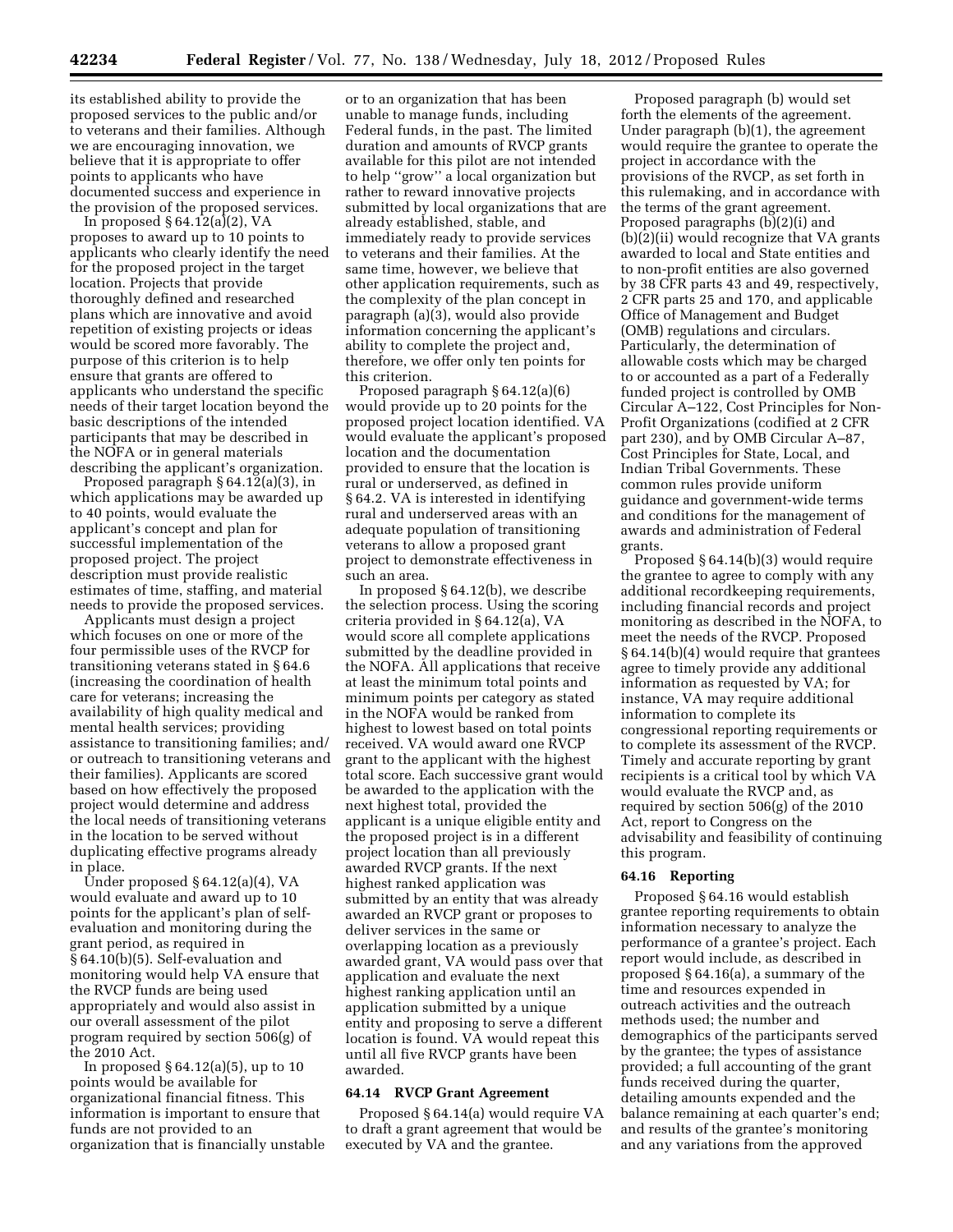its established ability to provide the proposed services to the public and/or to veterans and their families. Although we are encouraging innovation, we believe that it is appropriate to offer points to applicants who have documented success and experience in the provision of the proposed services.

In proposed § 64.12(a)(2), VA proposes to award up to 10 points to applicants who clearly identify the need for the proposed project in the target location. Projects that provide thoroughly defined and researched plans which are innovative and avoid repetition of existing projects or ideas would be scored more favorably. The purpose of this criterion is to help ensure that grants are offered to applicants who understand the specific needs of their target location beyond the basic descriptions of the intended participants that may be described in the NOFA or in general materials describing the applicant's organization.

Proposed paragraph § 64.12(a)(3), in which applications may be awarded up to 40 points, would evaluate the applicant's concept and plan for successful implementation of the proposed project. The project description must provide realistic estimates of time, staffing, and material needs to provide the proposed services.

Applicants must design a project which focuses on one or more of the four permissible uses of the RVCP for transitioning veterans stated in § 64.6 (increasing the coordination of health care for veterans; increasing the availability of high quality medical and mental health services; providing assistance to transitioning families; and/or outreach to transitioning veterans and their families). Applicants are scored based on how effectively the proposed project would determine and address the local needs of transitioning veterans in the location to be served without duplicating effective programs already in place.

Under proposed § 64.12(a)(4), VA would evaluate and award up to 10 points for the applicant's plan of self-evaluation and monitoring during the grant period, as required in § 64.10(b)(5). Self-evaluation and monitoring would help VA ensure that the RVCP funds are being used appropriately and would also assist in our overall assessment of the pilot program required by section 506(g) of the 2010 Act.

In proposed § 64.12(a)(5), up to 10 points would be available for organizational financial fitness. This information is important to ensure that funds are not provided to an organization that is financially unstable or to an organization that has been unable to manage funds, including Federal funds, in the past. The limited duration and amounts of RVCP grants available for this pilot are not intended to help "grow" a local organization but rather to reward innovative projects submitted by local organizations that are already established, stable, and immediately ready to provide services to veterans and their families. At the same time, however, we believe that other application requirements, such as the complexity of the plan concept in paragraph (a)(3), would also provide information concerning the applicant's ability to complete the project and, therefore, we offer only ten points for this criterion.

Proposed paragraph § 64.12(a)(6) would provide up to 20 points for the proposed project location identified. VA would evaluate the applicant's proposed location and the documentation provided to ensure that the location is rural or underserved, as defined in § 64.2. VA is interested in identifying rural and underserved areas with an adequate population of transitioning veterans to allow a proposed grant project to demonstrate effectiveness in such an area.

In proposed § 64.12(b), we describe the selection process. Using the scoring criteria provided in § 64.12(a), VA would score all complete applications submitted by the deadline provided in the NOFA. All applications that receive at least the minimum total points and minimum points per category as stated in the NOFA would be ranked from highest to lowest based on total points received. VA would award one RVCP grant to the applicant with the highest total score. Each successive grant would be awarded to the application with the next highest total, provided the applicant is a unique eligible entity and the proposed project is in a different project location than all previously awarded RVCP grants. If the next highest ranked application was submitted by an entity that was already awarded an RVCP grant or proposes to deliver services in the same or overlapping location as a previously awarded grant, VA would pass over that application and evaluate the next highest ranking application until an application submitted by a unique entity and proposing to serve a different location is found. VA would repeat this until all five RVCP grants have been awarded.

#### 64.14 RVCP Grant Agreement

Proposed § 64.14(a) would require VA to draft a grant agreement that would be executed by VA and the grantee.

Proposed paragraph (b) would set forth the elements of the agreement. Under paragraph (b)(1), the agreement would require the grantee to operate the project in accordance with the provisions of the RVCP, as set forth in this rulemaking, and in accordance with the terms of the grant agreement. Proposed paragraphs (b)(2)(i) and (b)(2)(ii) would recognize that VA grants awarded to local and State entities and to non-profit entities are also governed by 38 CFR parts 43 and 49, respectively, 2 CFR parts 25 and 170, and applicable Office of Management and Budget (OMB) regulations and circulars. Particularly, the determination of allowable costs which may be charged to or accounted as a part of a Federally funded project is controlled by OMB Circular A–122, Cost Principles for Non-Profit Organizations (codified at 2 CFR part 230), and by OMB Circular A–87, Cost Principles for State, Local, and Indian Tribal Governments. These common rules provide uniform guidance and government-wide terms and conditions for the management of awards and administration of Federal grants.

Proposed § 64.14(b)(3) would require the grantee to agree to comply with any additional recordkeeping requirements, including financial records and project monitoring as described in the NOFA, to meet the needs of the RVCP. Proposed § 64.14(b)(4) would require that grantees agree to timely provide any additional information as requested by VA; for instance, VA may require additional information to complete its congressional reporting requirements or to complete its assessment of the RVCP. Timely and accurate reporting by grant recipients is a critical tool by which VA would evaluate the RVCP and, as required by section 506(g) of the 2010 Act, report to Congress on the advisability and feasibility of continuing this program.

#### 64.16 Reporting

Proposed § 64.16 would establish grantee reporting requirements to obtain information necessary to analyze the performance of a grantee's project. Each report would include, as described in proposed § 64.16(a), a summary of the time and resources expended in outreach activities and the outreach methods used; the number and demographics of the participants served by the grantee; the types of assistance provided; a full accounting of the grant funds received during the quarter, detailing amounts expended and the balance remaining at each quarter's end; and results of the grantee's monitoring and any variations from the approved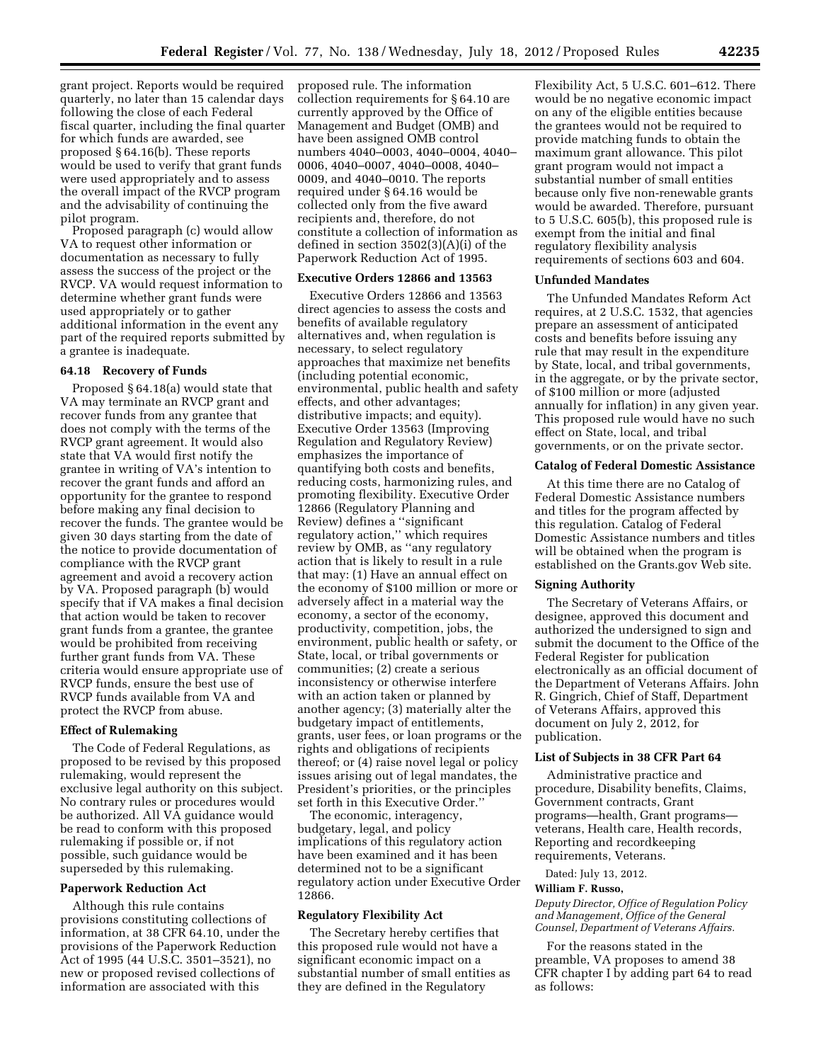grant project. Reports would be required quarterly, no later than 15 calendar days following the close of each Federal fiscal quarter, including the final quarter for which funds are awarded, see proposed § 64.16(b). These reports would be used to verify that grant funds were used appropriately and to assess the overall impact of the RVCP program and the advisability of continuing the pilot program.

Proposed paragraph (c) would allow VA to request other information or documentation as necessary to fully assess the success of the project or the RVCP. VA would request information to determine whether grant funds were used appropriately or to gather additional information in the event any part of the required reports submitted by a grantee is inadequate.

#### 64.18 Recovery of Funds

Proposed § 64.18(a) would state that VA may terminate an RVCP grant and recover funds from any grantee that does not comply with the terms of the RVCP grant agreement. It would also state that VA would first notify the grantee in writing of VA's intention to recover the grant funds and afford an opportunity for the grantee to respond before making any final decision to recover the funds. The grantee would be given 30 days starting from the date of the notice to provide documentation of compliance with the RVCP grant agreement and avoid a recovery action by VA. Proposed paragraph (b) would specify that if VA makes a final decision that action would be taken to recover grant funds from a grantee, the grantee would be prohibited from receiving further grant funds from VA. These criteria would ensure appropriate use of RVCP funds, ensure the best use of RVCP funds available from VA and protect the RVCP from abuse.

#### Effect of Rulemaking

The Code of Federal Regulations, as proposed to be revised by this proposed rulemaking, would represent the exclusive legal authority on this subject. No contrary rules or procedures would be authorized. All VA guidance would be read to conform with this proposed rulemaking if possible or, if not possible, such guidance would be superseded by this rulemaking.

#### Paperwork Reduction Act

Although this rule contains provisions constituting collections of information, at 38 CFR 64.10, under the provisions of the Paperwork Reduction Act of 1995 (44 U.S.C. 3501–3521), no new or proposed revised collections of information are associated with this proposed rule. The information collection requirements for § 64.10 are currently approved by the Office of Management and Budget (OMB) and have been assigned OMB control numbers 4040–0003, 4040–0004, 4040–0006, 4040–0007, 4040–0008, 4040–0009, and 4040–0010. The reports required under § 64.16 would be collected only from the five award recipients and, therefore, do not constitute a collection of information as defined in section 3502(3)(A)(i) of the Paperwork Reduction Act of 1995.

#### Executive Orders 12866 and 13563

Executive Orders 12866 and 13563 direct agencies to assess the costs and benefits of available regulatory alternatives and, when regulation is necessary, to select regulatory approaches that maximize net benefits (including potential economic, environmental, public health and safety effects, and other advantages; distributive impacts; and equity). Executive Order 13563 (Improving Regulation and Regulatory Review) emphasizes the importance of quantifying both costs and benefits, reducing costs, harmonizing rules, and promoting flexibility. Executive Order 12866 (Regulatory Planning and Review) defines a ''significant regulatory action,'' which requires review by OMB, as ''any regulatory action that is likely to result in a rule that may: (1) Have an annual effect on the economy of $100 million or more or adversely affect in a material way the economy, a sector of the economy, productivity, competition, jobs, the environment, public health or safety, or State, local, or tribal governments or communities; (2) create a serious inconsistency or otherwise interfere with an action taken or planned by another agency; (3) materially alter the budgetary impact of entitlements, grants, user fees, or loan programs or the rights and obligations of recipients thereof; or (4) raise novel legal or policy issues arising out of legal mandates, the President's priorities, or the principles set forth in this Executive Order.''

The economic, interagency, budgetary, legal, and policy implications of this regulatory action have been examined and it has been determined not to be a significant regulatory action under Executive Order 12866.

#### Regulatory Flexibility Act

The Secretary hereby certifies that this proposed rule would not have a significant economic impact on a substantial number of small entities as they are defined in the Regulatory Flexibility Act, 5 U.S.C. 601–612. There would be no negative economic impact on any of the eligible entities because the grantees would not be required to provide matching funds to obtain the maximum grant allowance. This pilot grant program would not impact a substantial number of small entities because only five non-renewable grants would be awarded. Therefore, pursuant to 5 U.S.C. 605(b), this proposed rule is exempt from the initial and final regulatory flexibility analysis requirements of sections 603 and 604.

#### Unfunded Mandates

The Unfunded Mandates Reform Act requires, at 2 U.S.C. 1532, that agencies prepare an assessment of anticipated costs and benefits before issuing any rule that may result in the expenditure by State, local, and tribal governments, in the aggregate, or by the private sector, of $100 million or more (adjusted annually for inflation) in any given year. This proposed rule would have no such effect on State, local, and tribal governments, or on the private sector.

#### Catalog of Federal Domestic Assistance

At this time there are no Catalog of Federal Domestic Assistance numbers and titles for the program affected by this regulation. Catalog of Federal Domestic Assistance numbers and titles will be obtained when the program is established on the Grants.gov Web site.

#### Signing Authority

The Secretary of Veterans Affairs, or designee, approved this document and authorized the undersigned to sign and submit the document to the Office of the Federal Register for publication electronically as an official document of the Department of Veterans Affairs. John R. Gingrich, Chief of Staff, Department of Veterans Affairs, approved this document on July 2, 2012, for publication.

#### List of Subjects in 38 CFR Part 64

Administrative practice and procedure, Disability benefits, Claims, Government contracts, Grant programs—health, Grant programs—veterans, Health care, Health records, Reporting and recordkeeping requirements, Veterans.

Dated: July 13, 2012.

**William F. Russo,**

*Deputy Director, Office of Regulation Policy and Management, Office of the General Counsel, Department of Veterans Affairs.*

For the reasons stated in the preamble, VA proposes to amend 38 CFR chapter I by adding part 64 to read as follows: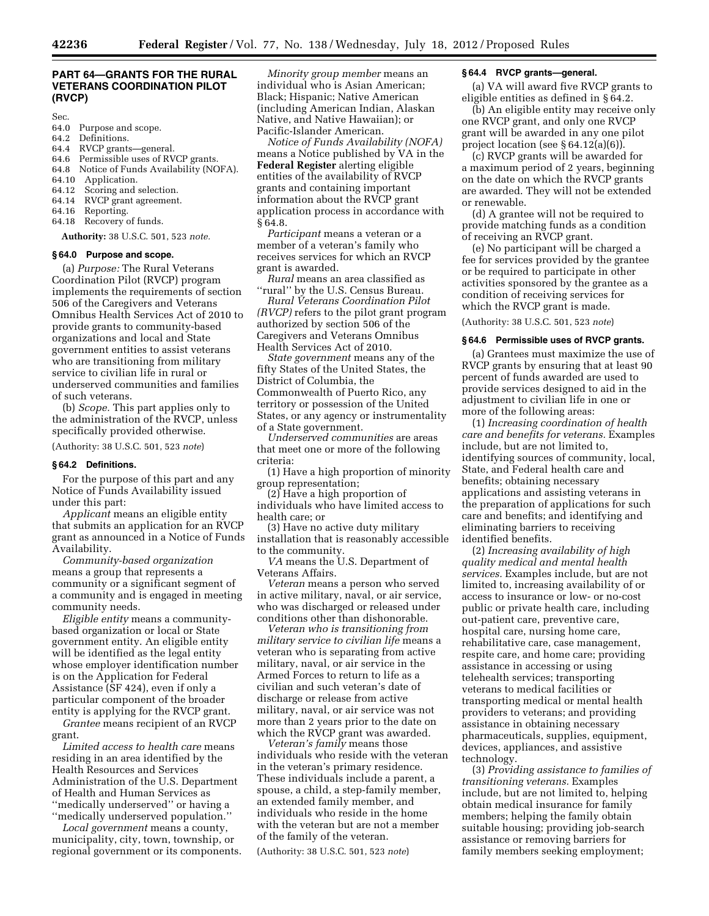## PART 64—GRANTS FOR THE RURAL VETERANS COORDINATION PILOT (RVCP)

Sec.
- 64.0 Purpose and scope.
- 64.2 Definitions.
- 64.4 RVCP grants—general.
- 64.6 Permissible uses of RVCP grants.
- 64.8 Notice of Funds Availability (NOFA).
- 64.10 Application.
- 64.12 Scoring and selection.
- 64.14 RVCP grant agreement.
- 64.16 Reporting.
- 64.18 Recovery of funds.

**Authority:** 38 U.S.C. 501, 523 *note.*

### § 64.0 Purpose and scope.

(a) *Purpose:* The Rural Veterans Coordination Pilot (RVCP) program implements the requirements of section 506 of the Caregivers and Veterans Omnibus Health Services Act of 2010 to provide grants to community-based organizations and local and State government entities to assist veterans who are transitioning from military service to civilian life in rural or underserved communities and families of such veterans.

(b) *Scope.* This part applies only to the administration of the RVCP, unless specifically provided otherwise.

(Authority: 38 U.S.C. 501, 523 *note*)

### § 64.2 Definitions.

For the purpose of this part and any Notice of Funds Availability issued under this part:

*Applicant* means an eligible entity that submits an application for an RVCP grant as announced in a Notice of Funds Availability.

*Community-based organization* means a group that represents a community or a significant segment of a community and is engaged in meeting community needs.

*Eligible entity* means a community-based organization or local or State government entity. An eligible entity will be identified as the legal entity whose employer identification number is on the Application for Federal Assistance (SF 424), even if only a particular component of the broader entity is applying for the RVCP grant.

*Grantee* means recipient of an RVCP grant.

*Limited access to health care* means residing in an area identified by the Health Resources and Services Administration of the U.S. Department of Health and Human Services as ''medically underserved'' or having a ''medically underserved population.''

*Local government* means a county, municipality, city, town, township, or regional government or its components.

*Minority group member* means an individual who is Asian American; Black; Hispanic; Native American (including American Indian, Alaskan Native, and Native Hawaiian); or Pacific-Islander American.

*Notice of Funds Availability (NOFA)* means a Notice published by VA in the **Federal Register** alerting eligible entities of the availability of RVCP grants and containing important information about the RVCP grant application process in accordance with § 64.8.

*Participant* means a veteran or a member of a veteran's family who receives services for which an RVCP grant is awarded.

*Rural* means an area classified as ''rural'' by the U.S. Census Bureau.

*Rural Veterans Coordination Pilot (RVCP)* refers to the pilot grant program authorized by section 506 of the Caregivers and Veterans Omnibus Health Services Act of 2010.

*State government* means any of the fifty States of the United States, the District of Columbia, the Commonwealth of Puerto Rico, any territory or possession of the United States, or any agency or instrumentality of a State government.

*Underserved communities* are areas that meet one or more of the following criteria:

(1) Have a high proportion of minority group representation;

(2) Have a high proportion of individuals who have limited access to health care; or

(3) Have no active duty military installation that is reasonably accessible to the community.

*VA* means the U.S. Department of Veterans Affairs.

*Veteran* means a person who served in active military, naval, or air service, who was discharged or released under conditions other than dishonorable.

*Veteran who is transitioning from military service to civilian life* means a veteran who is separating from active military, naval, or air service in the Armed Forces to return to life as a civilian and such veteran's date of discharge or release from active military, naval, or air service was not more than 2 years prior to the date on which the RVCP grant was awarded.

*Veteran's family* means those individuals who reside with the veteran in the veteran's primary residence. These individuals include a parent, a spouse, a child, a step-family member, an extended family member, and individuals who reside in the home with the veteran but are not a member of the family of the veteran.

(Authority: 38 U.S.C. 501, 523 *note*)

### § 64.4 RVCP grants—general.

(a) VA will award five RVCP grants to eligible entities as defined in § 64.2.

(b) An eligible entity may receive only one RVCP grant, and only one RVCP grant will be awarded in any one pilot project location (see § 64.12(a)(6)).

(c) RVCP grants will be awarded for a maximum period of 2 years, beginning on the date on which the RVCP grants are awarded. They will not be extended or renewable.

(d) A grantee will not be required to provide matching funds as a condition of receiving an RVCP grant.

(e) No participant will be charged a fee for services provided by the grantee or be required to participate in other activities sponsored by the grantee as a condition of receiving services for which the RVCP grant is made.

(Authority: 38 U.S.C. 501, 523 *note*)

### § 64.6 Permissible uses of RVCP grants.

(a) Grantees must maximize the use of RVCP grants by ensuring that at least 90 percent of funds awarded are used to provide services designed to aid in the adjustment to civilian life in one or more of the following areas:

(1) *Increasing coordination of health care and benefits for veterans.* Examples include, but are not limited to, identifying sources of community, local, State, and Federal health care and benefits; obtaining necessary applications and assisting veterans in the preparation of applications for such care and benefits; and identifying and eliminating barriers to receiving identified benefits.

(2) *Increasing availability of high quality medical and mental health services.* Examples include, but are not limited to, increasing availability of or access to insurance or low- or no-cost public or private health care, including out-patient care, preventive care, hospital care, nursing home care, rehabilitative care, case management, respite care, and home care; providing assistance in accessing or using telehealth services; transporting veterans to medical facilities or transporting medical or mental health providers to veterans; and providing assistance in obtaining necessary pharmaceuticals, supplies, equipment, devices, appliances, and assistive technology.

(3) *Providing assistance to families of transitioning veterans.* Examples include, but are not limited to, helping obtain medical insurance for family members; helping the family obtain suitable housing; providing job-search assistance or removing barriers for family members seeking employment;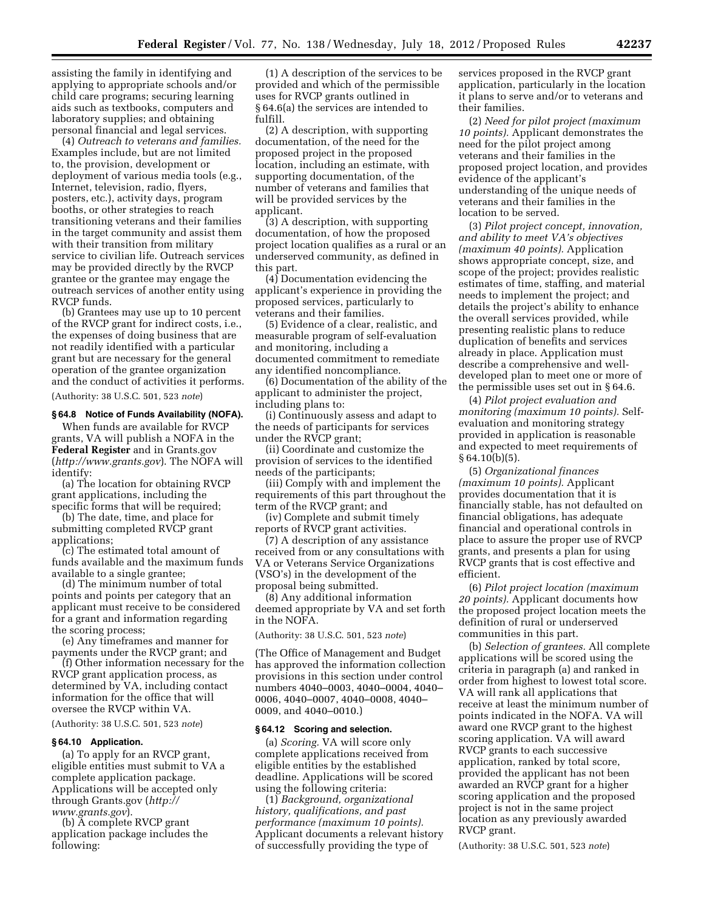assisting the family in identifying and applying to appropriate schools and/or child care programs; securing learning aids such as textbooks, computers and laboratory supplies; and obtaining personal financial and legal services.

(4) *Outreach to veterans and families.* Examples include, but are not limited to, the provision, development or deployment of various media tools (e.g., Internet, television, radio, flyers, posters, etc.), activity days, program booths, or other strategies to reach transitioning veterans and their families in the target community and assist them with their transition from military service to civilian life. Outreach services may be provided directly by the RVCP grantee or the grantee may engage the outreach services of another entity using RVCP funds.

(b) Grantees may use up to 10 percent of the RVCP grant for indirect costs, i.e., the expenses of doing business that are not readily identified with a particular grant but are necessary for the general operation of the grantee organization and the conduct of activities it performs.

(Authority: 38 U.S.C. 501, 523 *note*)

**§ 64.8 Notice of Funds Availability (NOFA).**

When funds are available for RVCP grants, VA will publish a NOFA in the **Federal Register** and in Grants.gov (*http://www.grants.gov*). The NOFA will identify:

(a) The location for obtaining RVCP grant applications, including the specific forms that will be required;

(b) The date, time, and place for submitting completed RVCP grant applications;

(c) The estimated total amount of funds available and the maximum funds available to a single grantee;

(d) The minimum number of total points and points per category that an applicant must receive to be considered for a grant and information regarding the scoring process;

(e) Any timeframes and manner for payments under the RVCP grant; and

(f) Other information necessary for the RVCP grant application process, as determined by VA, including contact information for the office that will oversee the RVCP within VA.

(Authority: 38 U.S.C. 501, 523 *note*)

**§ 64.10 Application.**

(a) To apply for an RVCP grant, eligible entities must submit to VA a complete application package. Applications will be accepted only through Grants.gov (*http://www.grants.gov*).

(b) A complete RVCP grant application package includes the following:

(1) A description of the services to be provided and which of the permissible uses for RVCP grants outlined in § 64.6(a) the services are intended to fulfill.

(2) A description, with supporting documentation, of the need for the proposed project in the proposed location, including an estimate, with supporting documentation, of the number of veterans and families that will be provided services by the applicant.

(3) A description, with supporting documentation, of how the proposed project location qualifies as a rural or an underserved community, as defined in this part.

(4) Documentation evidencing the applicant's experience in providing the proposed services, particularly to veterans and their families.

(5) Evidence of a clear, realistic, and measurable program of self-evaluation and monitoring, including a documented commitment to remediate any identified noncompliance.

(6) Documentation of the ability of the applicant to administer the project, including plans to:

(i) Continuously assess and adapt to the needs of participants for services under the RVCP grant;

(ii) Coordinate and customize the provision of services to the identified needs of the participants;

(iii) Comply with and implement the requirements of this part throughout the term of the RVCP grant; and

(iv) Complete and submit timely reports of RVCP grant activities.

(7) A description of any assistance received from or any consultations with VA or Veterans Service Organizations (VSO's) in the development of the proposal being submitted.

(8) Any additional information deemed appropriate by VA and set forth in the NOFA.

(Authority: 38 U.S.C. 501, 523 *note*)

(The Office of Management and Budget has approved the information collection provisions in this section under control numbers 4040–0003, 4040–0004, 4040–0006, 4040–0007, 4040–0008, 4040–0009, and 4040–0010.)

**§ 64.12 Scoring and selection.**

(a) *Scoring.* VA will score only complete applications received from eligible entities by the established deadline. Applications will be scored using the following criteria:

(1) *Background, organizational history, qualifications, and past performance (maximum 10 points).* Applicant documents a relevant history of successfully providing the type of services proposed in the RVCP grant application, particularly in the location it plans to serve and/or to veterans and their families.

(2) *Need for pilot project (maximum 10 points).* Applicant demonstrates the need for the pilot project among veterans and their families in the proposed project location, and provides evidence of the applicant's understanding of the unique needs of veterans and their families in the location to be served.

(3) *Pilot project concept, innovation, and ability to meet VA's objectives (maximum 40 points).* Application shows appropriate concept, size, and scope of the project; provides realistic estimates of time, staffing, and material needs to implement the project; and details the project's ability to enhance the overall services provided, while presenting realistic plans to reduce duplication of benefits and services already in place. Application must describe a comprehensive and well-developed plan to meet one or more of the permissible uses set out in § 64.6.

(4) *Pilot project evaluation and monitoring (maximum 10 points).* Self-evaluation and monitoring strategy provided in application is reasonable and expected to meet requirements of § 64.10(b)(5).

(5) *Organizational finances (maximum 10 points).* Applicant provides documentation that it is financially stable, has not defaulted on financial obligations, has adequate financial and operational controls in place to assure the proper use of RVCP grants, and presents a plan for using RVCP grants that is cost effective and efficient.

(6) *Pilot project location (maximum 20 points).* Applicant documents how the proposed project location meets the definition of rural or underserved communities in this part.

(b) *Selection of grantees.* All complete applications will be scored using the criteria in paragraph (a) and ranked in order from highest to lowest total score. VA will rank all applications that receive at least the minimum number of points indicated in the NOFA. VA will award one RVCP grant to the highest scoring application. VA will award RVCP grants to each successive application, ranked by total score, provided the applicant has not been awarded an RVCP grant for a higher scoring application and the proposed project is not in the same project location as any previously awarded RVCP grant.

(Authority: 38 U.S.C. 501, 523 *note*)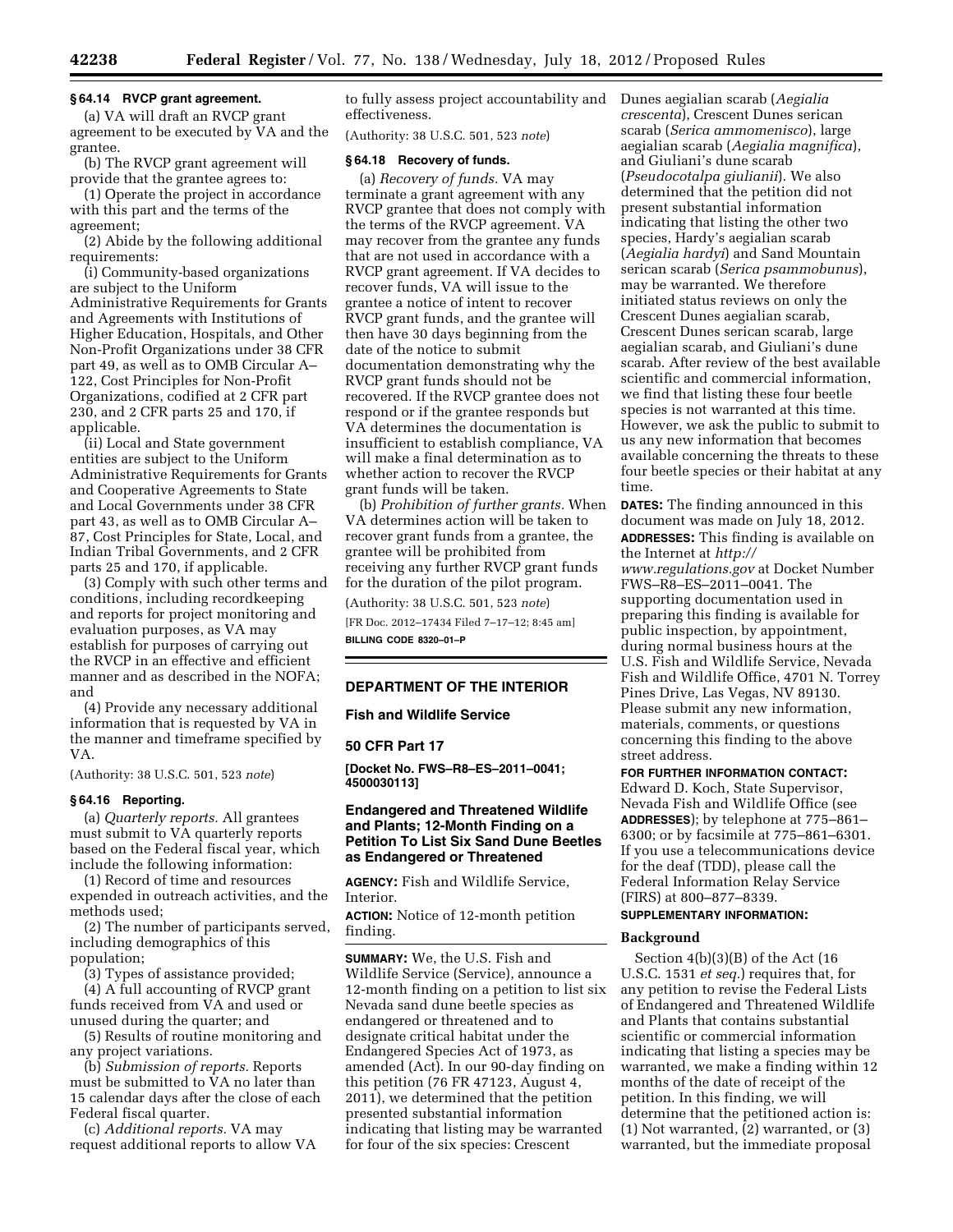### § 64.14 RVCP grant agreement.

(a) VA will draft an RVCP grant agreement to be executed by VA and the grantee.

(b) The RVCP grant agreement will provide that the grantee agrees to:

(1) Operate the project in accordance with this part and the terms of the agreement;

(2) Abide by the following additional requirements:

(i) Community-based organizations are subject to the Uniform Administrative Requirements for Grants and Agreements with Institutions of Higher Education, Hospitals, and Other Non-Profit Organizations under 38 CFR part 49, as well as to OMB Circular A–122, Cost Principles for Non-Profit Organizations, codified at 2 CFR part 230, and 2 CFR parts 25 and 170, if applicable.

(ii) Local and State government entities are subject to the Uniform Administrative Requirements for Grants and Cooperative Agreements to State and Local Governments under 38 CFR part 43, as well as to OMB Circular A–87, Cost Principles for State, Local, and Indian Tribal Governments, and 2 CFR parts 25 and 170, if applicable.

(3) Comply with such other terms and conditions, including recordkeeping and reports for project monitoring and evaluation purposes, as VA may establish for purposes of carrying out the RVCP in an effective and efficient manner and as described in the NOFA; and

(4) Provide any necessary additional information that is requested by VA in the manner and timeframe specified by VA.

(Authority: 38 U.S.C. 501, 523 *note*)

### § 64.16 Reporting.

(a) *Quarterly reports.* All grantees must submit to VA quarterly reports based on the Federal fiscal year, which include the following information:

(1) Record of time and resources expended in outreach activities, and the methods used;

(2) The number of participants served, including demographics of this population;

(3) Types of assistance provided;

(4) A full accounting of RVCP grant funds received from VA and used or unused during the quarter; and

(5) Results of routine monitoring and any project variations.

(b) *Submission of reports.* Reports must be submitted to VA no later than 15 calendar days after the close of each Federal fiscal quarter.

(c) *Additional reports.* VA may request additional reports to allow VA to fully assess project accountability and effectiveness.

(Authority: 38 U.S.C. 501, 523 *note*)

### § 64.18 Recovery of funds.

(a) *Recovery of funds.* VA may terminate a grant agreement with any RVCP grantee that does not comply with the terms of the RVCP agreement. VA may recover from the grantee any funds that are not used in accordance with a RVCP grant agreement. If VA decides to recover funds, VA will issue to the grantee a notice of intent to recover RVCP grant funds, and the grantee will then have 30 days beginning from the date of the notice to submit documentation demonstrating why the RVCP grant funds should not be recovered. If the RVCP grantee does not respond or if the grantee responds but VA determines the documentation is insufficient to establish compliance, VA will make a final determination as to whether action to recover the RVCP grant funds will be taken.

(b) *Prohibition of further grants.* When VA determines action will be taken to recover grant funds from a grantee, the grantee will be prohibited from receiving any further RVCP grant funds for the duration of the pilot program.

(Authority: 38 U.S.C. 501, 523 *note*)

[FR Doc. 2012–17434 Filed 7–17–12; 8:45 am]

**BILLING CODE 8320–01–P**

---

## DEPARTMENT OF THE INTERIOR

### Fish and Wildlife Service

### 50 CFR Part 17

**[Docket No. FWS–R8–ES–2011–0041; 4500030113]**

### Endangered and Threatened Wildlife and Plants; 12-Month Finding on a Petition To List Six Sand Dune Beetles as Endangered or Threatened

**AGENCY:** Fish and Wildlife Service, Interior.

**ACTION:** Notice of 12-month petition finding.

**SUMMARY:** We, the U.S. Fish and Wildlife Service (Service), announce a 12-month finding on a petition to list six Nevada sand dune beetle species as endangered or threatened and to designate critical habitat under the Endangered Species Act of 1973, as amended (Act). In our 90-day finding on this petition (76 FR 47123, August 4, 2011), we determined that the petition presented substantial information indicating that listing may be warranted for four of the six species: Crescent Dunes aegialian scarab (*Aegialia crescenta*), Crescent Dunes serican scarab (*Serica ammomenisco*), large aegialian scarab (*Aegialia magnifica*), and Giuliani's dune scarab (*Pseudocotalpa giulianii*). We also determined that the petition did not present substantial information indicating that listing the other two species, Hardy's aegialian scarab (*Aegialia hardyi*) and Sand Mountain serican scarab (*Serica psammobunus*), may be warranted. We therefore initiated status reviews on only the Crescent Dunes aegialian scarab, Crescent Dunes serican scarab, large aegialian scarab, and Giuliani's dune scarab. After review of the best available scientific and commercial information, we find that listing these four beetle species is not warranted at this time. However, we ask the public to submit to us any new information that becomes available concerning the threats to these four beetle species or their habitat at any time.

**DATES:** The finding announced in this document was made on July 18, 2012.

**ADDRESSES:** This finding is available on the Internet at *http://www.regulations.gov* at Docket Number FWS–R8–ES–2011–0041. The supporting documentation used in preparing this finding is available for public inspection, by appointment, during normal business hours at the U.S. Fish and Wildlife Service, Nevada Fish and Wildlife Office, 4701 N. Torrey Pines Drive, Las Vegas, NV 89130. Please submit any new information, materials, comments, or questions concerning this finding to the above street address.

**FOR FURTHER INFORMATION CONTACT:** Edward D. Koch, State Supervisor, Nevada Fish and Wildlife Office (see **ADDRESSES**); by telephone at 775–861–6300; or by facsimile at 775–861–6301. If you use a telecommunications device for the deaf (TDD), please call the Federal Information Relay Service (FIRS) at 800–877–8339.

**SUPPLEMENTARY INFORMATION:**

#### Background

Section 4(b)(3)(B) of the Act (16 U.S.C. 1531 *et seq.*) requires that, for any petition to revise the Federal Lists of Endangered and Threatened Wildlife and Plants that contains substantial scientific or commercial information indicating that listing a species may be warranted, we make a finding within 12 months of the date of receipt of the petition. In this finding, we will determine that the petitioned action is: (1) Not warranted, (2) warranted, or (3) warranted, but the immediate proposal